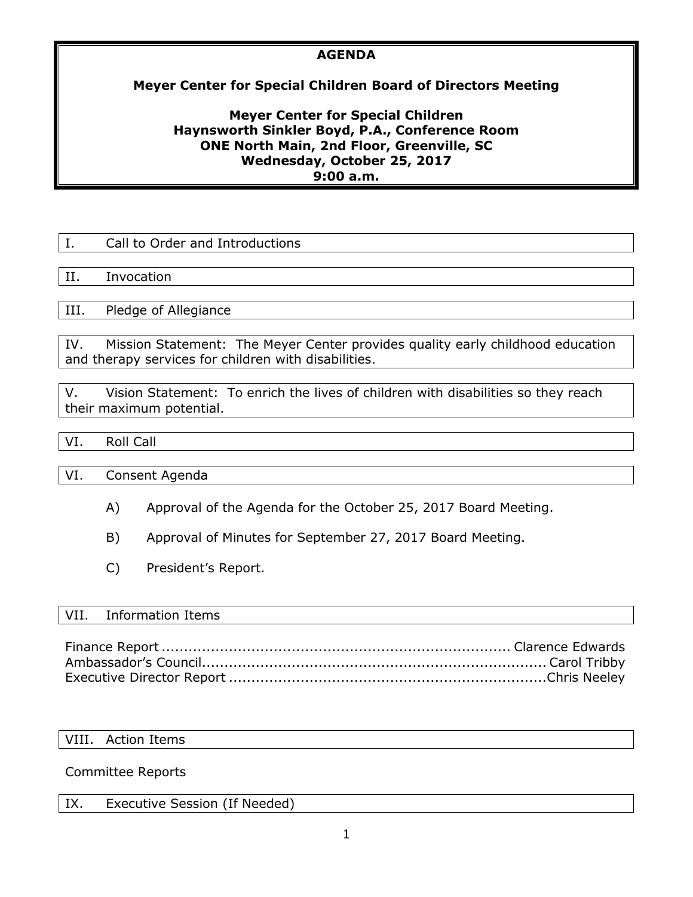# AGENDA

## Meyer Center for Special Children Board of Directors Meeting

**Meyer Center for Special Children**
**Haynsworth Sinkler Boyd, P.A., Conference Room**
**ONE North Main, 2nd Floor, Greenville, SC**
**Wednesday, October 25, 2017**
**9:00 a.m.**

I. Call to Order and Introductions

II. Invocation

III. Pledge of Allegiance

IV. Mission Statement: The Meyer Center provides quality early childhood education and therapy services for children with disabilities.

V. Vision Statement: To enrich the lives of children with disabilities so they reach their maximum potential.

VI. Roll Call

VI. Consent Agenda

A) Approval of the Agenda for the October 25, 2017 Board Meeting.

B) Approval of Minutes for September 27, 2017 Board Meeting.

C) President's Report.

VII. Information Items

Finance Report ............................................................................ Clarence Edwards
Ambassador's Council............................................................................ Carol Tribby
Executive Director Report ........................................................................Chris Neeley

VIII. Action Items

Committee Reports

IX. Executive Session (If Needed)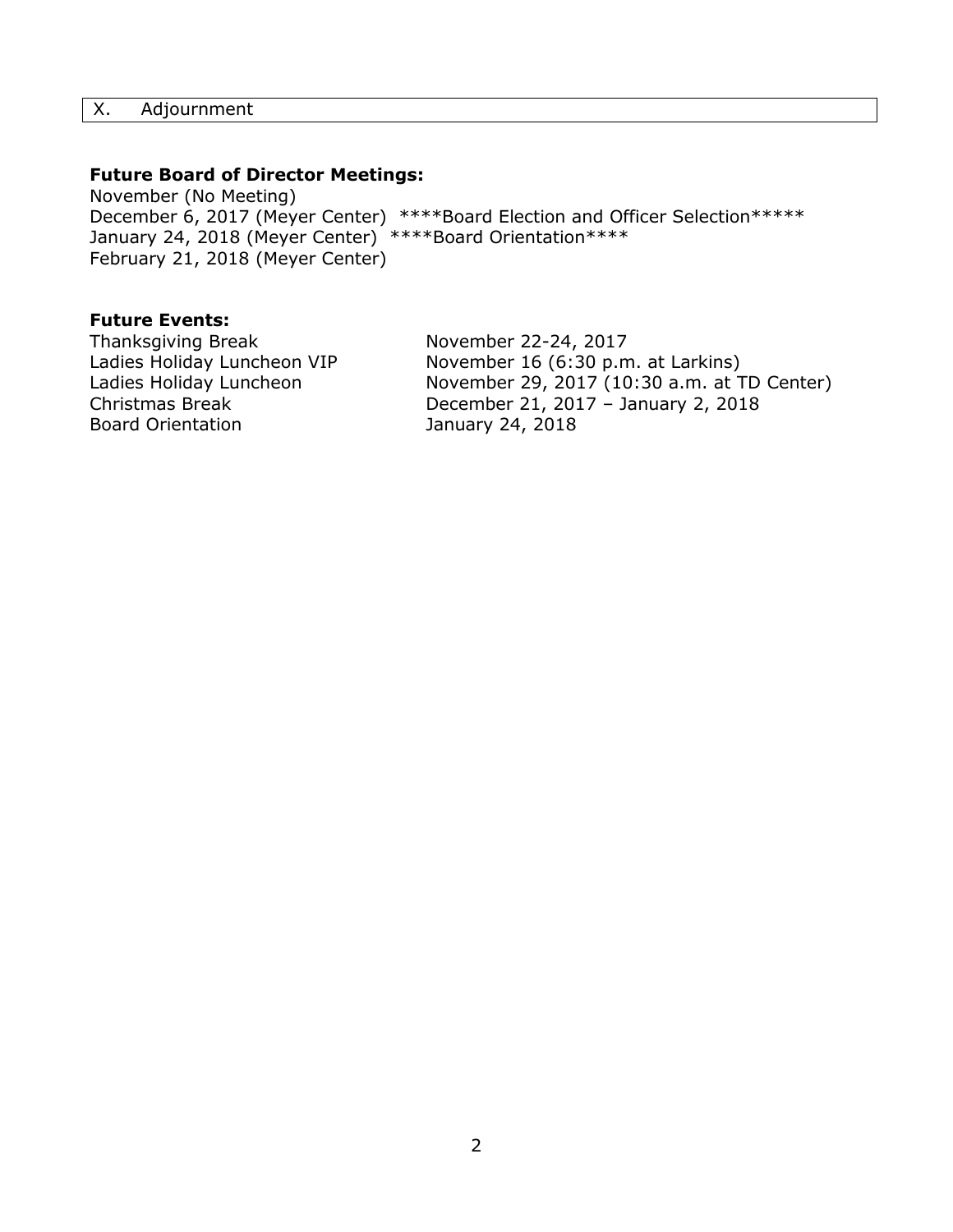X. Adjournment

**Future Board of Director Meetings:**

November (No Meeting)
December 6, 2017 (Meyer Center) ****Board Election and Officer Selection*****
January 24, 2018 (Meyer Center) ****Board Orientation****
February 21, 2018 (Meyer Center)

**Future Events:**

| | |
|---|---|
| Thanksgiving Break | November 22-24, 2017 |
| Ladies Holiday Luncheon VIP | November 16 (6:30 p.m. at Larkins) |
| Ladies Holiday Luncheon | November 29, 2017 (10:30 a.m. at TD Center) |
| Christmas Break | December 21, 2017 – January 2, 2018 |
| Board Orientation | January 24, 2018 |